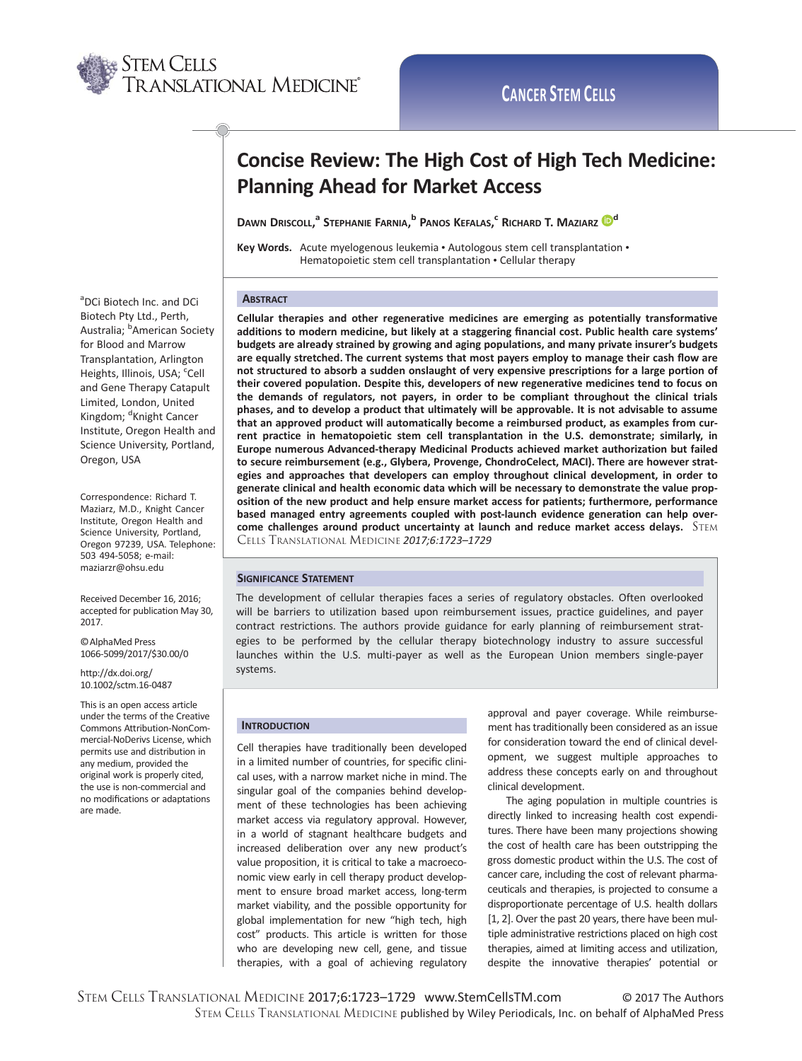# Concise Review: The High Cost of High Tech Medicine: Planning Ahead for Market Access

**Dawn Driscoll,[a] Stephanie Farnia,[b] Panos Kefalas,[c] Richard T. Maziarz[d]**

**Key Words.** Acute myelogenous leukemia • Autologous stem cell transplantation • Hematopoietic stem cell transplantation • Cellular therapy

[a]DCi Biotech Inc. and DCi Biotech Pty Ltd., Perth, Australia; [b]American Society for Blood and Marrow Transplantation, Arlington Heights, Illinois, USA; [c]Cell and Gene Therapy Catapult Limited, London, United Kingdom; [d]Knight Cancer Institute, Oregon Health and Science University, Portland, Oregon, USA

Correspondence: Richard T. Maziarz, M.D., Knight Cancer Institute, Oregon Health and Science University, Portland, Oregon 97239, USA. Telephone: 503 494-5058; e-mail: maziarzr@ohsu.edu

Received December 16, 2016; accepted for publication May 30, 2017.

©AlphaMed Press 1066-5099/2017/$30.00/0

http://dx.doi.org/10.1002/sctm.16-0487

This is an open access article under the terms of the Creative Commons Attribution-NonCommercial-NoDerivs License, which permits use and distribution in any medium, provided the original work is properly cited, the use is non-commercial and no modifications or adaptations are made.

## Abstract

**Cellular therapies and other regenerative medicines are emerging as potentially transformative additions to modern medicine, but likely at a staggering financial cost. Public health care systems' budgets are already strained by growing and aging populations, and many private insurer's budgets are equally stretched. The current systems that most payers employ to manage their cash flow are not structured to absorb a sudden onslaught of very expensive prescriptions for a large portion of their covered population. Despite this, developers of new regenerative medicines tend to focus on the demands of regulators, not payers, in order to be compliant throughout the clinical trials phases, and to develop a product that ultimately will be approvable. It is not advisable to assume that an approved product will automatically become a reimbursed product, as examples from current practice in hematopoietic stem cell transplantation in the U.S. demonstrate; similarly, in Europe numerous Advanced-therapy Medicinal Products achieved market authorization but failed to secure reimbursement (e.g., Glybera, Provenge, ChondroCelect, MACI). There are however strategies and approaches that developers can employ throughout clinical development, in order to generate clinical and health economic data which will be necessary to demonstrate the value proposition of the new product and help ensure market access for patients; furthermore, performance based managed entry agreements coupled with post-launch evidence generation can help overcome challenges around product uncertainty at launch and reduce market access delays.** Stem Cells Translational Medicine *2017;6:1723–1729*

## Significance Statement

The development of cellular therapies faces a series of regulatory obstacles. Often overlooked will be barriers to utilization based upon reimbursement issues, practice guidelines, and payer contract restrictions. The authors provide guidance for early planning of reimbursement strategies to be performed by the cellular therapy biotechnology industry to assure successful launches within the U.S. multi-payer as well as the European Union members single-payer systems.

## Introduction

Cell therapies have traditionally been developed in a limited number of countries, for specific clinical uses, with a narrow market niche in mind. The singular goal of the companies behind development of these technologies has been achieving market access via regulatory approval. However, in a world of stagnant healthcare budgets and increased deliberation over any new product's value proposition, it is critical to take a macroeconomic view early in cell therapy product development to ensure broad market access, long-term market viability, and the possible opportunity for global implementation for new "high tech, high cost" products. This article is written for those who are developing new cell, gene, and tissue therapies, with a goal of achieving regulatory approval and payer coverage. While reimbursement has traditionally been considered as an issue for consideration toward the end of clinical development, we suggest multiple approaches to address these concepts early on and throughout clinical development.

The aging population in multiple countries is directly linked to increasing health cost expenditures. There have been many projections showing the cost of health care has been outstripping the gross domestic product within the U.S. The cost of cancer care, including the cost of relevant pharmaceuticals and therapies, is projected to consume a disproportionate percentage of U.S. health dollars [1, 2]. Over the past 20 years, there have been multiple administrative restrictions placed on high cost therapies, aimed at limiting access and utilization, despite the innovative therapies' potential or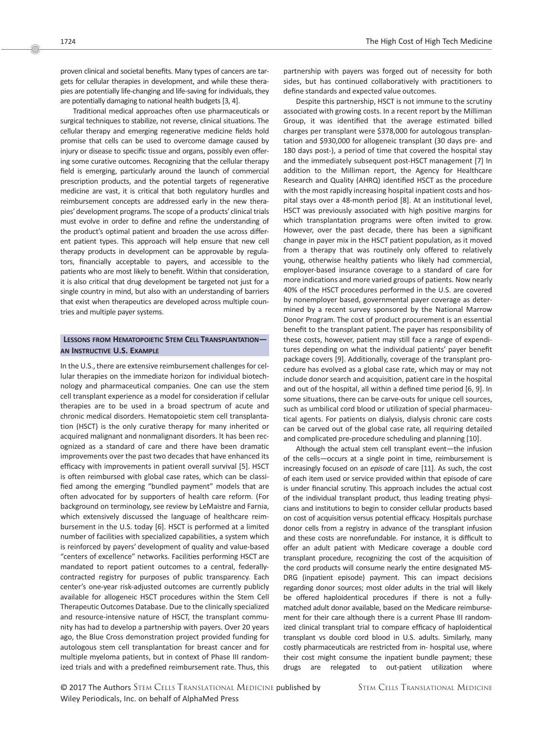proven clinical and societal benefits. Many types of cancers are targets for cellular therapies in development, and while these therapies are potentially life-changing and life-saving for individuals, they are potentially damaging to national health budgets [3, 4].

Traditional medical approaches often use pharmaceuticals or surgical techniques to stabilize, not reverse, clinical situations. The cellular therapy and emerging regenerative medicine fields hold promise that cells can be used to overcome damage caused by injury or disease to specific tissue and organs, possibly even offering some curative outcomes. Recognizing that the cellular therapy field is emerging, particularly around the launch of commercial prescription products, and the potential targets of regenerative medicine are vast, it is critical that both regulatory hurdles and reimbursement concepts are addressed early in the new therapies' development programs. The scope of a products' clinical trials must evolve in order to define and refine the understanding of the product's optimal patient and broaden the use across different patient types. This approach will help ensure that new cell therapy products in development can be approvable by regulators, financially acceptable to payers, and accessible to the patients who are most likely to benefit. Within that consideration, it is also critical that drug development be targeted not just for a single country in mind, but also with an understanding of barriers that exist when therapeutics are developed across multiple countries and multiple payer systems.

## Lessons from Hematopoietic Stem Cell Transplantation—an Instructive U.S. Example

In the U.S., there are extensive reimbursement challenges for cellular therapies on the immediate horizon for individual biotechnology and pharmaceutical companies. One can use the stem cell transplant experience as a model for consideration if cellular therapies are to be used in a broad spectrum of acute and chronic medical disorders. Hematopoietic stem cell transplantation (HSCT) is the only curative therapy for many inherited or acquired malignant and nonmalignant disorders. It has been recognized as a standard of care and there have been dramatic improvements over the past two decades that have enhanced its efficacy with improvements in patient overall survival [5]. HSCT is often reimbursed with global case rates, which can be classified among the emerging "bundled payment" models that are often advocated for by supporters of health care reform. (For background on terminology, see review by LeMaistre and Farnia, which extensively discussed the language of healthcare reimbursement in the U.S. today [6]. HSCT is performed at a limited number of facilities with specialized capabilities, a system which is reinforced by payers' development of quality and value-based "centers of excellence" networks. Facilities performing HSCT are mandated to report patient outcomes to a central, federally-contracted registry for purposes of public transparency. Each center's one-year risk-adjusted outcomes are currently publicly available for allogeneic HSCT procedures within the Stem Cell Therapeutic Outcomes Database. Due to the clinically specialized and resource-intensive nature of HSCT, the transplant community has had to develop a partnership with payers. Over 20 years ago, the Blue Cross demonstration project provided funding for autologous stem cell transplantation for breast cancer and for multiple myeloma patients, but in context of Phase III randomized trials and with a predefined reimbursement rate. Thus, this partnership with payers was forged out of necessity for both sides, but has continued collaboratively with practitioners to define standards and expected value outcomes.

Despite this partnership, HSCT is not immune to the scrutiny associated with growing costs. In a recent report by the Milliman Group, it was identified that the average estimated billed charges per transplant were $378,000 for autologous transplantation and $930,000 for allogeneic transplant (30 days pre- and 180 days post-), a period of time that covered the hospital stay and the immediately subsequent post-HSCT management [7] In addition to the Milliman report, the Agency for Healthcare Research and Quality (AHRQ) identified HSCT as the procedure with the most rapidly increasing hospital inpatient costs and hospital stays over a 48-month period [8]. At an institutional level, HSCT was previously associated with high positive margins for which transplantation programs were often invited to grow. However, over the past decade, there has been a significant change in payer mix in the HSCT patient population, as it moved from a therapy that was routinely only offered to relatively young, otherwise healthy patients who likely had commercial, employer-based insurance coverage to a standard of care for more indications and more varied groups of patients. Now nearly 40% of the HSCT procedures performed in the U.S. are covered by nonemployer based, governmental payer coverage as determined by a recent survey sponsored by the National Marrow Donor Program. The cost of product procurement is an essential benefit to the transplant patient. The payer has responsibility of these costs, however, patient may still face a range of expenditures depending on what the individual patients' payer benefit package covers [9]. Additionally, coverage of the transplant procedure has evolved as a global case rate, which may or may not include donor search and acquisition, patient care in the hospital and out of the hospital, all within a defined time period [6, 9]. In some situations, there can be carve-outs for unique cell sources, such as umbilical cord blood or utilization of special pharmaceutical agents. For patients on dialysis, dialysis chronic care costs can be carved out of the global case rate, all requiring detailed and complicated pre-procedure scheduling and planning [10].

Although the actual stem cell transplant event—the infusion of the cells—occurs at a single point in time, reimbursement is increasingly focused on an *episode* of care [11]. As such, the cost of each item used or service provided within that episode of care is under financial scrutiny. This approach includes the actual cost of the individual transplant product, thus leading treating physicians and institutions to begin to consider cellular products based on cost of acquisition versus potential efficacy. Hospitals purchase donor cells from a registry in advance of the transplant infusion and these costs are nonrefundable. For instance, it is difficult to offer an adult patient with Medicare coverage a double cord transplant procedure, recognizing the cost of the acquisition of the cord products will consume nearly the entire designated MS-DRG (inpatient episode) payment. This can impact decisions regarding donor sources; most older adults in the trial will likely be offered haploidentical procedures if there is not a fully-matched adult donor available, based on the Medicare reimbursement for their care although there is a current Phase III randomized clinical transplant trial to compare efficacy of haploidentical transplant vs double cord blood in U.S. adults. Similarly, many costly pharmaceuticals are restricted from in- hospital use, where their cost might consume the inpatient bundle payment; these drugs are relegated to out-patient utilization where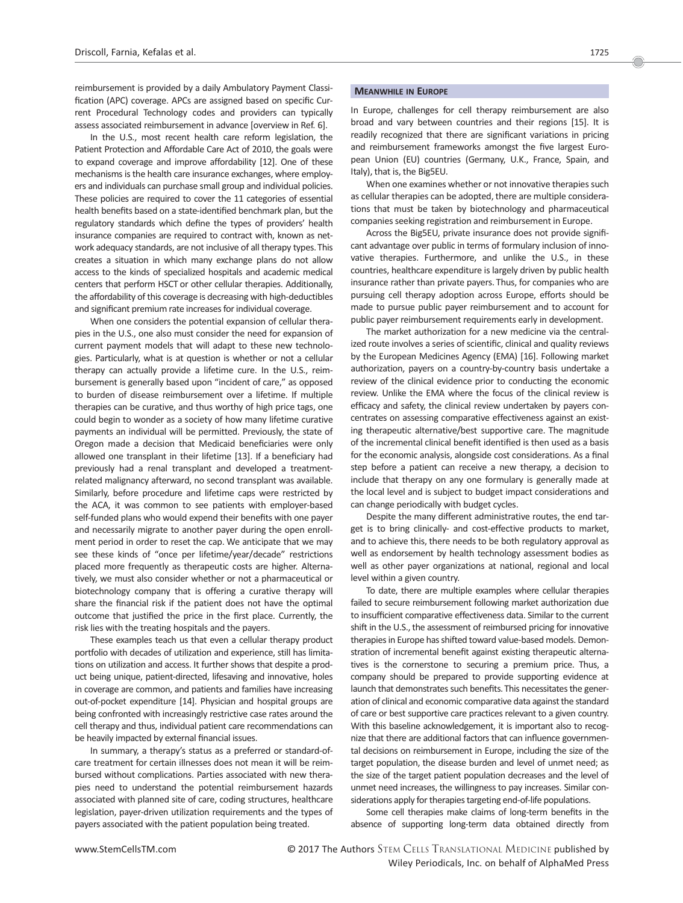reimbursement is provided by a daily Ambulatory Payment Classification (APC) coverage. APCs are assigned based on specific Current Procedural Technology codes and providers can typically assess associated reimbursement in advance [overview in Ref. 6].

In the U.S., most recent health care reform legislation, the Patient Protection and Affordable Care Act of 2010, the goals were to expand coverage and improve affordability [12]. One of these mechanisms is the health care insurance exchanges, where employers and individuals can purchase small group and individual policies. These policies are required to cover the 11 categories of essential health benefits based on a state-identified benchmark plan, but the regulatory standards which define the types of providers' health insurance companies are required to contract with, known as network adequacy standards, are not inclusive of all therapy types. This creates a situation in which many exchange plans do not allow access to the kinds of specialized hospitals and academic medical centers that perform HSCT or other cellular therapies. Additionally, the affordability of this coverage is decreasing with high-deductibles and significant premium rate increases for individual coverage.

When one considers the potential expansion of cellular therapies in the U.S., one also must consider the need for expansion of current payment models that will adapt to these new technologies. Particularly, what is at question is whether or not a cellular therapy can actually provide a lifetime cure. In the U.S., reimbursement is generally based upon "incident of care," as opposed to burden of disease reimbursement over a lifetime. If multiple therapies can be curative, and thus worthy of high price tags, one could begin to wonder as a society of how many lifetime curative payments an individual will be permitted. Previously, the state of Oregon made a decision that Medicaid beneficiaries were only allowed one transplant in their lifetime [13]. If a beneficiary had previously had a renal transplant and developed a treatment-related malignancy afterward, no second transplant was available. Similarly, before procedure and lifetime caps were restricted by the ACA, it was common to see patients with employer-based self-funded plans who would expend their benefits with one payer and necessarily migrate to another payer during the open enrollment period in order to reset the cap. We anticipate that we may see these kinds of "once per lifetime/year/decade" restrictions placed more frequently as therapeutic costs are higher. Alternatively, we must also consider whether or not a pharmaceutical or biotechnology company that is offering a curative therapy will share the financial risk if the patient does not have the optimal outcome that justified the price in the first place. Currently, the risk lies with the treating hospitals and the payers.

These examples teach us that even a cellular therapy product portfolio with decades of utilization and experience, still has limitations on utilization and access. It further shows that despite a product being unique, patient-directed, lifesaving and innovative, holes in coverage are common, and patients and families have increasing out-of-pocket expenditure [14]. Physician and hospital groups are being confronted with increasingly restrictive case rates around the cell therapy and thus, individual patient care recommendations can be heavily impacted by external financial issues.

In summary, a therapy's status as a preferred or standard-of-care treatment for certain illnesses does not mean it will be reimbursed without complications. Parties associated with new therapies need to understand the potential reimbursement hazards associated with planned site of care, coding structures, healthcare legislation, payer-driven utilization requirements and the types of payers associated with the patient population being treated.

## Meanwhile in Europe

In Europe, challenges for cell therapy reimbursement are also broad and vary between countries and their regions [15]. It is readily recognized that there are significant variations in pricing and reimbursement frameworks amongst the five largest European Union (EU) countries (Germany, U.K., France, Spain, and Italy), that is, the Big5EU.

When one examines whether or not innovative therapies such as cellular therapies can be adopted, there are multiple considerations that must be taken by biotechnology and pharmaceutical companies seeking registration and reimbursement in Europe.

Across the Big5EU, private insurance does not provide significant advantage over public in terms of formulary inclusion of innovative therapies. Furthermore, and unlike the U.S., in these countries, healthcare expenditure is largely driven by public health insurance rather than private payers. Thus, for companies who are pursuing cell therapy adoption across Europe, efforts should be made to pursue public payer reimbursement and to account for public payer reimbursement requirements early in development.

The market authorization for a new medicine via the centralized route involves a series of scientific, clinical and quality reviews by the European Medicines Agency (EMA) [16]. Following market authorization, payers on a country-by-country basis undertake a review of the clinical evidence prior to conducting the economic review. Unlike the EMA where the focus of the clinical review is efficacy and safety, the clinical review undertaken by payers concentrates on assessing comparative effectiveness against an existing therapeutic alternative/best supportive care. The magnitude of the incremental clinical benefit identified is then used as a basis for the economic analysis, alongside cost considerations. As a final step before a patient can receive a new therapy, a decision to include that therapy on any one formulary is generally made at the local level and is subject to budget impact considerations and can change periodically with budget cycles.

Despite the many different administrative routes, the end target is to bring clinically- and cost-effective products to market, and to achieve this, there needs to be both regulatory approval as well as endorsement by health technology assessment bodies as well as other payer organizations at national, regional and local level within a given country.

To date, there are multiple examples where cellular therapies failed to secure reimbursement following market authorization due to insufficient comparative effectiveness data. Similar to the current shift in the U.S., the assessment of reimbursed pricing for innovative therapies in Europe has shifted toward value-based models. Demonstration of incremental benefit against existing therapeutic alternatives is the cornerstone to securing a premium price. Thus, a company should be prepared to provide supporting evidence at launch that demonstrates such benefits. This necessitates the generation of clinical and economic comparative data against the standard of care or best supportive care practices relevant to a given country. With this baseline acknowledgement, it is important also to recognize that there are additional factors that can influence governmental decisions on reimbursement in Europe, including the size of the target population, the disease burden and level of unmet need; as the size of the target patient population decreases and the level of unmet need increases, the willingness to pay increases. Similar considerations apply for therapies targeting end-of-life populations.

Some cell therapies make claims of long-term benefits in the absence of supporting long-term data obtained directly from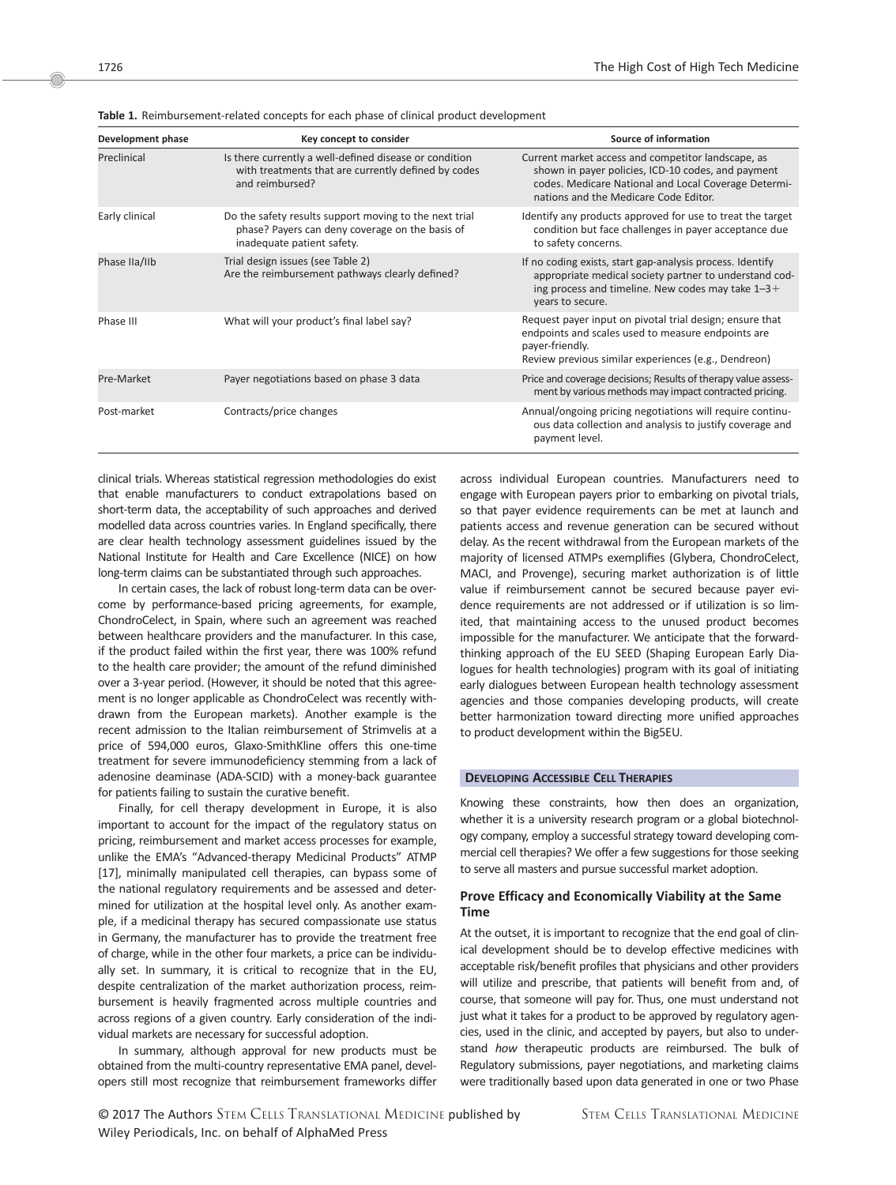**Table 1.** Reimbursement-related concepts for each phase of clinical product development

| Development phase | Key concept to consider | Source of information |
|---|---|---|
| Preclinical | Is there currently a well-defined disease or condition with treatments that are currently defined by codes and reimbursed? | Current market access and competitor landscape, as shown in payer policies, ICD-10 codes, and payment codes. Medicare National and Local Coverage Determinations and the Medicare Code Editor. |
| Early clinical | Do the safety results support moving to the next trial phase? Payers can deny coverage on the basis of inadequate patient safety. | Identify any products approved for use to treat the target condition but face challenges in payer acceptance due to safety concerns. |
| Phase IIa/IIb | Trial design issues (see Table 2) Are the reimbursement pathways clearly defined? | If no coding exists, start gap-analysis process. Identify appropriate medical society partner to understand coding process and timeline. New codes may take 1–3+ years to secure. |
| Phase III | What will your product's final label say? | Request payer input on pivotal trial design; ensure that endpoints and scales used to measure endpoints are payer-friendly. Review previous similar experiences (e.g., Dendreon) |
| Pre-Market | Payer negotiations based on phase 3 data | Price and coverage decisions; Results of therapy value assessment by various methods may impact contracted pricing. |
| Post-market | Contracts/price changes | Annual/ongoing pricing negotiations will require continuous data collection and analysis to justify coverage and payment level. |

clinical trials. Whereas statistical regression methodologies do exist that enable manufacturers to conduct extrapolations based on short-term data, the acceptability of such approaches and derived modelled data across countries varies. In England specifically, there are clear health technology assessment guidelines issued by the National Institute for Health and Care Excellence (NICE) on how long-term claims can be substantiated through such approaches.

In certain cases, the lack of robust long-term data can be overcome by performance-based pricing agreements, for example, ChondroCelect, in Spain, where such an agreement was reached between healthcare providers and the manufacturer. In this case, if the product failed within the first year, there was 100% refund to the health care provider; the amount of the refund diminished over a 3-year period. (However, it should be noted that this agreement is no longer applicable as ChondroCelect was recently withdrawn from the European markets). Another example is the recent admission to the Italian reimbursement of Strimvelis at a price of 594,000 euros, Glaxo-SmithKline offers this one-time treatment for severe immunodeficiency stemming from a lack of adenosine deaminase (ADA-SCID) with a money-back guarantee for patients failing to sustain the curative benefit.

Finally, for cell therapy development in Europe, it is also important to account for the impact of the regulatory status on pricing, reimbursement and market access processes for example, unlike the EMA's "Advanced-therapy Medicinal Products" ATMP [17], minimally manipulated cell therapies, can bypass some of the national regulatory requirements and be assessed and determined for utilization at the hospital level only. As another example, if a medicinal therapy has secured compassionate use status in Germany, the manufacturer has to provide the treatment free of charge, while in the other four markets, a price can be individually set. In summary, it is critical to recognize that in the EU, despite centralization of the market authorization process, reimbursement is heavily fragmented across multiple countries and across regions of a given country. Early consideration of the individual markets are necessary for successful adoption.

In summary, although approval for new products must be obtained from the multi-country representative EMA panel, developers still most recognize that reimbursement frameworks differ across individual European countries. Manufacturers need to engage with European payers prior to embarking on pivotal trials, so that payer evidence requirements can be met at launch and patients access and revenue generation can be secured without delay. As the recent withdrawal from the European markets of the majority of licensed ATMPs exemplifies (Glybera, ChondroCelect, MACI, and Provenge), securing market authorization is of little value if reimbursement cannot be secured because payer evidence requirements are not addressed or if utilization is so limited, that maintaining access to the unused product becomes impossible for the manufacturer. We anticipate that the forward-thinking approach of the EU SEED (Shaping European Early Dialogues for health technologies) program with its goal of initiating early dialogues between European health technology assessment agencies and those companies developing products, will create better harmonization toward directing more unified approaches to product development within the Big5EU.

## Developing Accessible Cell Therapies

Knowing these constraints, how then does an organization, whether it is a university research program or a global biotechnology company, employ a successful strategy toward developing commercial cell therapies? We offer a few suggestions for those seeking to serve all masters and pursue successful market adoption.

### Prove Efficacy and Economically Viability at the Same Time

At the outset, it is important to recognize that the end goal of clinical development should be to develop effective medicines with acceptable risk/benefit profiles that physicians and other providers will utilize and prescribe, that patients will benefit from and, of course, that someone will pay for. Thus, one must understand not just what it takes for a product to be approved by regulatory agencies, used in the clinic, and accepted by payers, but also to understand *how* therapeutic products are reimbursed. The bulk of Regulatory submissions, payer negotiations, and marketing claims were traditionally based upon data generated in one or two Phase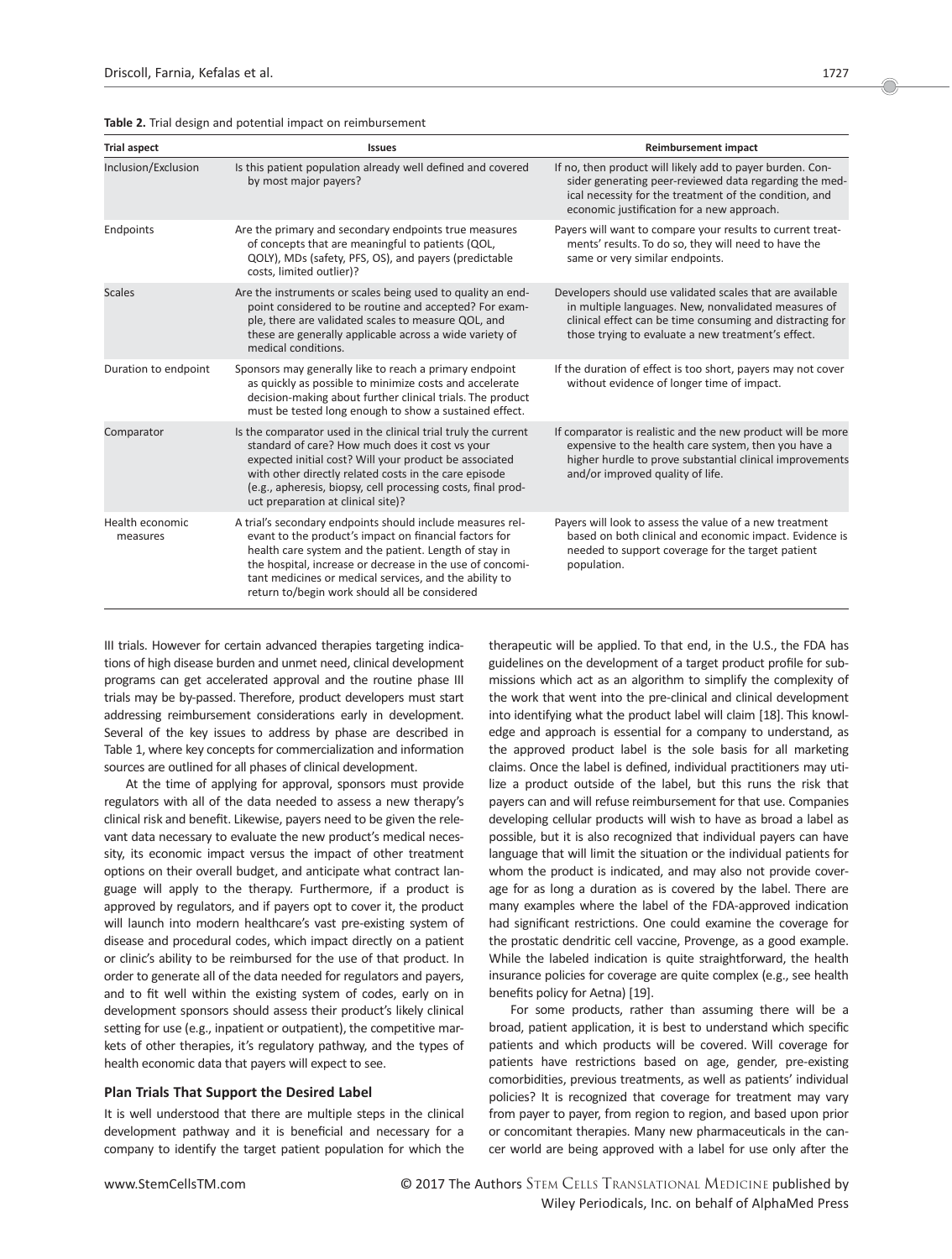**Table 2.** Trial design and potential impact on reimbursement

| Trial aspect | Issues | Reimbursement impact |
|---|---|---|
| Inclusion/Exclusion | Is this patient population already well defined and covered by most major payers? | If no, then product will likely add to payer burden. Consider generating peer-reviewed data regarding the medical necessity for the treatment of the condition, and economic justification for a new approach. |
| Endpoints | Are the primary and secondary endpoints true measures of concepts that are meaningful to patients (QOL, QOLY), MDs (safety, PFS, OS), and payers (predictable costs, limited outlier)? | Payers will want to compare your results to current treatments' results. To do so, they will need to have the same or very similar endpoints. |
| Scales | Are the instruments or scales being used to quality an endpoint considered to be routine and accepted? For example, there are validated scales to measure QOL, and these are generally applicable across a wide variety of medical conditions. | Developers should use validated scales that are available in multiple languages. New, nonvalidated measures of clinical effect can be time consuming and distracting for those trying to evaluate a new treatment's effect. |
| Duration to endpoint | Sponsors may generally like to reach a primary endpoint as quickly as possible to minimize costs and accelerate decision-making about further clinical trials. The product must be tested long enough to show a sustained effect. | If the duration of effect is too short, payers may not cover without evidence of longer time of impact. |
| Comparator | Is the comparator used in the clinical trial truly the current standard of care? How much does it cost vs your expected initial cost? Will your product be associated with other directly related costs in the care episode (e.g., apheresis, biopsy, cell processing costs, final product preparation at clinical site)? | If comparator is realistic and the new product will be more expensive to the health care system, then you have a higher hurdle to prove substantial clinical improvements and/or improved quality of life. |
| Health economic measures | A trial's secondary endpoints should include measures relevant to the product's impact on financial factors for health care system and the patient. Length of stay in the hospital, increase or decrease in the use of concomitant medicines or medical services, and the ability to return to/begin work should all be considered | Payers will look to assess the value of a new treatment based on both clinical and economic impact. Evidence is needed to support coverage for the target patient population. |

III trials. However for certain advanced therapies targeting indications of high disease burden and unmet need, clinical development programs can get accelerated approval and the routine phase III trials may be by-passed. Therefore, product developers must start addressing reimbursement considerations early in development. Several of the key issues to address by phase are described in Table 1, where key concepts for commercialization and information sources are outlined for all phases of clinical development.

At the time of applying for approval, sponsors must provide regulators with all of the data needed to assess a new therapy's clinical risk and benefit. Likewise, payers need to be given the relevant data necessary to evaluate the new product's medical necessity, its economic impact versus the impact of other treatment options on their overall budget, and anticipate what contract language will apply to the therapy. Furthermore, if a product is approved by regulators, and if payers opt to cover it, the product will launch into modern healthcare's vast pre-existing system of disease and procedural codes, which impact directly on a patient or clinic's ability to be reimbursed for the use of that product. In order to generate all of the data needed for regulators and payers, and to fit well within the existing system of codes, early on in development sponsors should assess their product's likely clinical setting for use (e.g., inpatient or outpatient), the competitive markets of other therapies, it's regulatory pathway, and the types of health economic data that payers will expect to see.

## Plan Trials That Support the Desired Label

It is well understood that there are multiple steps in the clinical development pathway and it is beneficial and necessary for a company to identify the target patient population for which the therapeutic will be applied. To that end, in the U.S., the FDA has guidelines on the development of a target product profile for submissions which act as an algorithm to simplify the complexity of the work that went into the pre-clinical and clinical development into identifying what the product label will claim [18]. This knowledge and approach is essential for a company to understand, as the approved product label is the sole basis for all marketing claims. Once the label is defined, individual practitioners may utilize a product outside of the label, but this runs the risk that payers can and will refuse reimbursement for that use. Companies developing cellular products will wish to have as broad a label as possible, but it is also recognized that individual payers can have language that will limit the situation or the individual patients for whom the product is indicated, and may also not provide coverage for as long a duration as is covered by the label. There are many examples where the label of the FDA-approved indication had significant restrictions. One could examine the coverage for the prostatic dendritic cell vaccine, Provenge, as a good example. While the labeled indication is quite straightforward, the health insurance policies for coverage are quite complex (e.g., see health benefits policy for Aetna) [19].

For some products, rather than assuming there will be a broad, patient application, it is best to understand which specific patients and which products will be covered. Will coverage for patients have restrictions based on age, gender, pre-existing comorbidities, previous treatments, as well as patients' individual policies? It is recognized that coverage for treatment may vary from payer to payer, from region to region, and based upon prior or concomitant therapies. Many new pharmaceuticals in the cancer world are being approved with a label for use only after the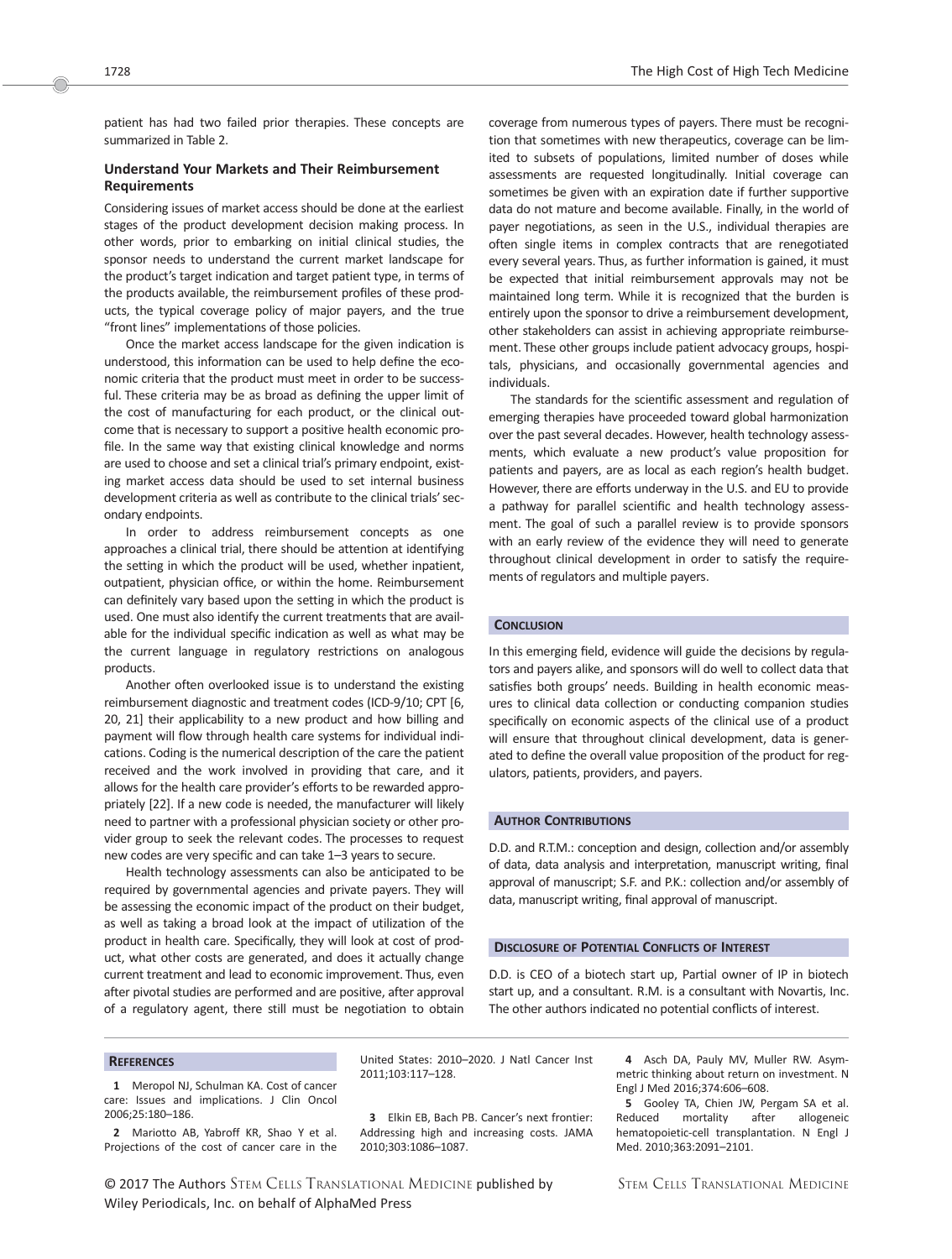patient has had two failed prior therapies. These concepts are summarized in Table 2.

### Understand Your Markets and Their Reimbursement Requirements

Considering issues of market access should be done at the earliest stages of the product development decision making process. In other words, prior to embarking on initial clinical studies, the sponsor needs to understand the current market landscape for the product's target indication and target patient type, in terms of the products available, the reimbursement profiles of these products, the typical coverage policy of major payers, and the true "front lines" implementations of those policies.

Once the market access landscape for the given indication is understood, this information can be used to help define the economic criteria that the product must meet in order to be successful. These criteria may be as broad as defining the upper limit of the cost of manufacturing for each product, or the clinical outcome that is necessary to support a positive health economic profile. In the same way that existing clinical knowledge and norms are used to choose and set a clinical trial's primary endpoint, existing market access data should be used to set internal business development criteria as well as contribute to the clinical trials' secondary endpoints.

In order to address reimbursement concepts as one approaches a clinical trial, there should be attention at identifying the setting in which the product will be used, whether inpatient, outpatient, physician office, or within the home. Reimbursement can definitely vary based upon the setting in which the product is used. One must also identify the current treatments that are available for the individual specific indication as well as what may be the current language in regulatory restrictions on analogous products.

Another often overlooked issue is to understand the existing reimbursement diagnostic and treatment codes (ICD-9/10; CPT [6, 20, 21] their applicability to a new product and how billing and payment will flow through health care systems for individual indications. Coding is the numerical description of the care the patient received and the work involved in providing that care, and it allows for the health care provider's efforts to be rewarded appropriately [22]. If a new code is needed, the manufacturer will likely need to partner with a professional physician society or other provider group to seek the relevant codes. The processes to request new codes are very specific and can take 1–3 years to secure.

Health technology assessments can also be anticipated to be required by governmental agencies and private payers. They will be assessing the economic impact of the product on their budget, as well as taking a broad look at the impact of utilization of the product in health care. Specifically, they will look at cost of product, what other costs are generated, and does it actually change current treatment and lead to economic improvement. Thus, even after pivotal studies are performed and are positive, after approval of a regulatory agent, there still must be negotiation to obtain coverage from numerous types of payers. There must be recognition that sometimes with new therapeutics, coverage can be limited to subsets of populations, limited number of doses while assessments are requested longitudinally. Initial coverage can sometimes be given with an expiration date if further supportive data do not mature and become available. Finally, in the world of payer negotiations, as seen in the U.S., individual therapies are often single items in complex contracts that are renegotiated every several years. Thus, as further information is gained, it must be expected that initial reimbursement approvals may not be maintained long term. While it is recognized that the burden is entirely upon the sponsor to drive a reimbursement development, other stakeholders can assist in achieving appropriate reimbursement. These other groups include patient advocacy groups, hospitals, physicians, and occasionally governmental agencies and individuals.

The standards for the scientific assessment and regulation of emerging therapies have proceeded toward global harmonization over the past several decades. However, health technology assessments, which evaluate a new product's value proposition for patients and payers, are as local as each region's health budget. However, there are efforts underway in the U.S. and EU to provide a pathway for parallel scientific and health technology assessment. The goal of such a parallel review is to provide sponsors with an early review of the evidence they will need to generate throughout clinical development in order to satisfy the requirements of regulators and multiple payers.

## Conclusion

In this emerging field, evidence will guide the decisions by regulators and payers alike, and sponsors will do well to collect data that satisfies both groups' needs. Building in health economic measures to clinical data collection or conducting companion studies specifically on economic aspects of the clinical use of a product will ensure that throughout clinical development, data is generated to define the overall value proposition of the product for regulators, patients, providers, and payers.

## Author Contributions

D.D. and R.T.M.: conception and design, collection and/or assembly of data, data analysis and interpretation, manuscript writing, final approval of manuscript; S.F. and P.K.: collection and/or assembly of data, manuscript writing, final approval of manuscript.

## Disclosure of Potential Conflicts of Interest

D.D. is CEO of a biotech start up, Partial owner of IP in biotech start up, and a consultant. R.M. is a consultant with Novartis, Inc. The other authors indicated no potential conflicts of interest.

## References

1 Meropol NJ, Schulman KA. Cost of cancer care: Issues and implications. J Clin Oncol 2006;25:180–186.

2 Mariotto AB, Yabroff KR, Shao Y et al. Projections of the cost of cancer care in the United States: 2010–2020. J Natl Cancer Inst 2011;103:117–128.

3 Elkin EB, Bach PB. Cancer's next frontier: Addressing high and increasing costs. JAMA 2010;303:1086–1087.

4 Asch DA, Pauly MV, Muller RW. Asymmetric thinking about return on investment. N Engl J Med 2016;374:606–608.

5 Gooley TA, Chien JW, Pergam SA et al. Reduced mortality after allogeneic hematopoietic-cell transplantation. N Engl J Med. 2010;363:2091–2101.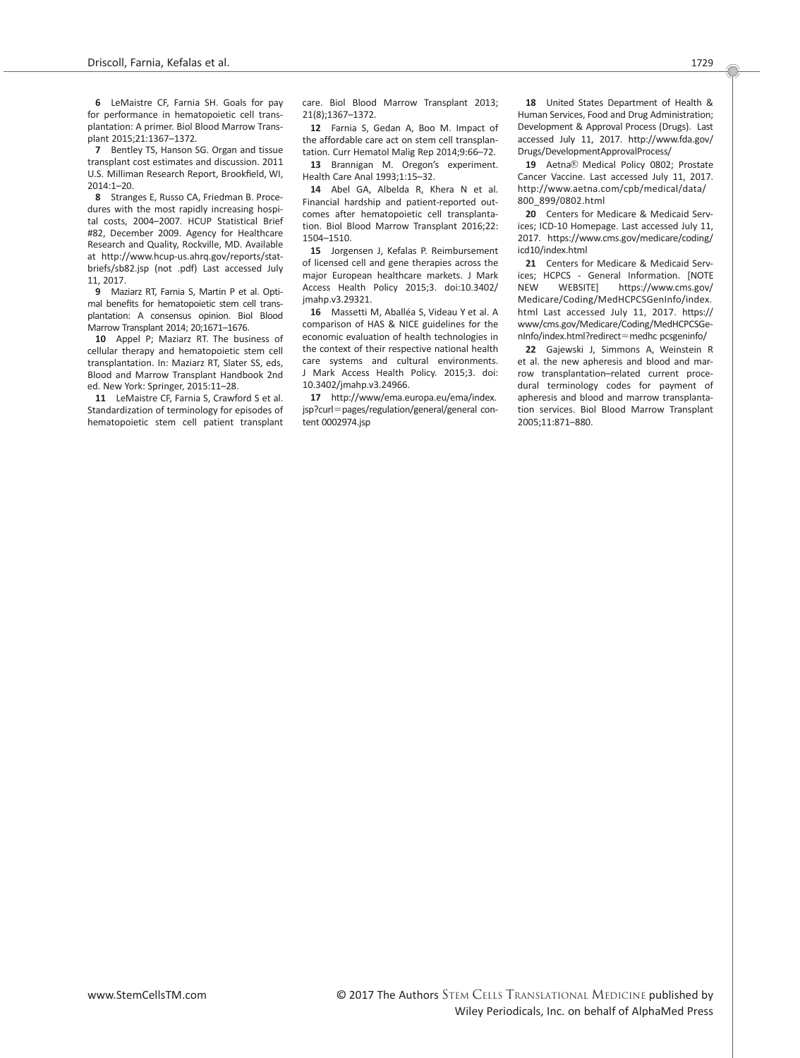**6** LeMaistre CF, Farnia SH. Goals for pay for performance in hematopoietic cell transplantation: A primer. Biol Blood Marrow Transplant 2015;21:1367–1372.

**7** Bentley TS, Hanson SG. Organ and tissue transplant cost estimates and discussion. 2011 U.S. Milliman Research Report, Brookfield, WI, 2014:1–20.

**8** Stranges E, Russo CA, Friedman B. Procedures with the most rapidly increasing hospital costs, 2004–2007. HCUP Statistical Brief #82, December 2009. Agency for Healthcare Research and Quality, Rockville, MD. Available at http://www.hcup-us.ahrq.gov/reports/statbriefs/sb82.jsp (not .pdf) Last accessed July 11, 2017.

**9** Maziarz RT, Farnia S, Martin P et al. Optimal benefits for hematopoietic stem cell transplantation: A consensus opinion. Biol Blood Marrow Transplant 2014; 20;1671–1676.

**10** Appel P; Maziarz RT. The business of cellular therapy and hematopoietic stem cell transplantation. In: Maziarz RT, Slater SS, eds, Blood and Marrow Transplant Handbook 2nd ed. New York: Springer, 2015:11–28.

**11** LeMaistre CF, Farnia S, Crawford S et al. Standardization of terminology for episodes of hematopoietic stem cell patient transplant care. Biol Blood Marrow Transplant 2013; 21(8);1367–1372.

**12** Farnia S, Gedan A, Boo M. Impact of the affordable care act on stem cell transplantation. Curr Hematol Malig Rep 2014;9:66–72.

**13** Brannigan M. Oregon's experiment. Health Care Anal 1993;1:15–32.

**14** Abel GA, Albelda R, Khera N et al. Financial hardship and patient-reported outcomes after hematopoietic cell transplantation. Biol Blood Marrow Transplant 2016;22: 1504–1510.

**15** Jorgensen J, Kefalas P. Reimbursement of licensed cell and gene therapies across the major European healthcare markets. J Mark Access Health Policy 2015;3. doi:10.3402/jmahp.v3.29321.

**16** Massetti M, Aballéa S, Videau Y et al. A comparison of HAS & NICE guidelines for the economic evaluation of health technologies in the context of their respective national health care systems and cultural environments. J Mark Access Health Policy. 2015;3. doi: 10.3402/jmahp.v3.24966.

**17** http://www/ema.europa.eu/ema/index.jsp?curl=pages/regulation/general/general content 0002974.jsp

**18** United States Department of Health & Human Services, Food and Drug Administration; Development & Approval Process (Drugs). Last accessed July 11, 2017. http://www.fda.gov/Drugs/DevelopmentApprovalProcess/

**19** Aetna® Medical Policy 0802; Prostate Cancer Vaccine. Last accessed July 11, 2017. http://www.aetna.com/cpb/medical/data/800_899/0802.html

**20** Centers for Medicare & Medicaid Services; ICD-10 Homepage. Last accessed July 11, 2017. https://www.cms.gov/medicare/coding/icd10/index.html

**21** Centers for Medicare & Medicaid Services; HCPCS - General Information. [NOTE NEW WEBSITE] https://www.cms.gov/Medicare/Coding/MedHCPCSGenInfo/index.html Last accessed July 11, 2017. https://www/cms.gov/Medicare/Coding/MedHCPCSGenInfo/index.html?redirect=medhc pcsgeninfo/

**22** Gajewski J, Simmons A, Weinstein R et al. the new apheresis and blood and marrow transplantation–related current procedural terminology codes for payment of apheresis and blood and marrow transplantation services. Biol Blood Marrow Transplant 2005;11:871–880.